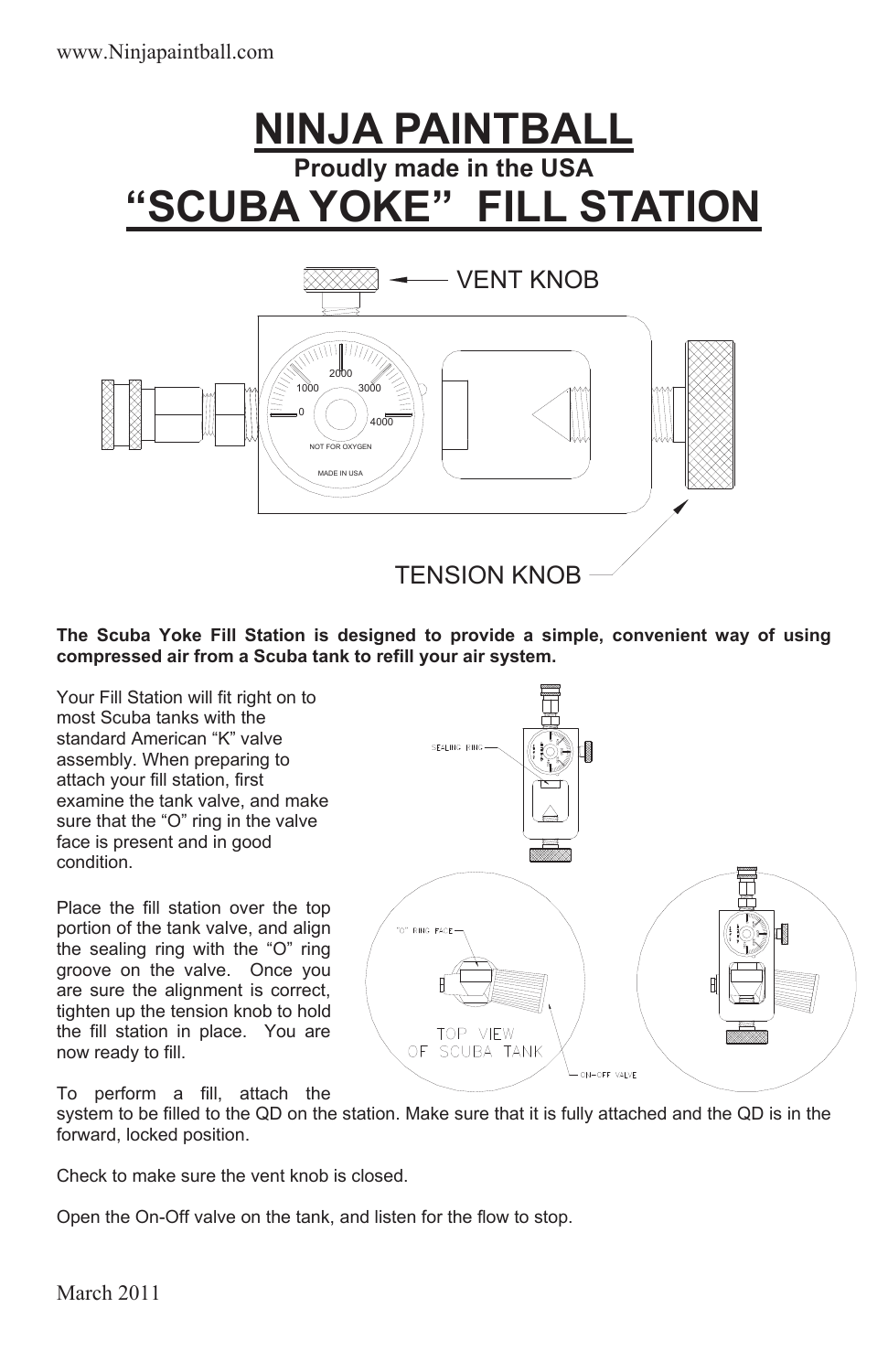www.Ninjapaintball.com

# NINJA PAINTBALL

**Proudly made in the USA**

# "SCUBA YOKE" FILL STATION

**The Scuba Yoke Fill Station is designed to provide a simple, convenient way of using compressed air from a Scuba tank to refill your air system.**

Your Fill Station will fit right on to most Scuba tanks with the standard American "K" valve assembly. When preparing to attach your fill station, first examine the tank valve, and make sure that the "O" ring in the valve face is present and in good condition.

Place the fill station over the top portion of the tank valve, and align the sealing ring with the "O" ring groove on the valve. Once you are sure the alignment is correct, tighten up the tension knob to hold the fill station in place. You are now ready to fill.

To perform a fill, attach the system to be filled to the QD on the station. Make sure that it is fully attached and the QD is in the forward, locked position.

Check to make sure the vent knob is closed.

Open the On-Off valve on the tank, and listen for the flow to stop.

March 2011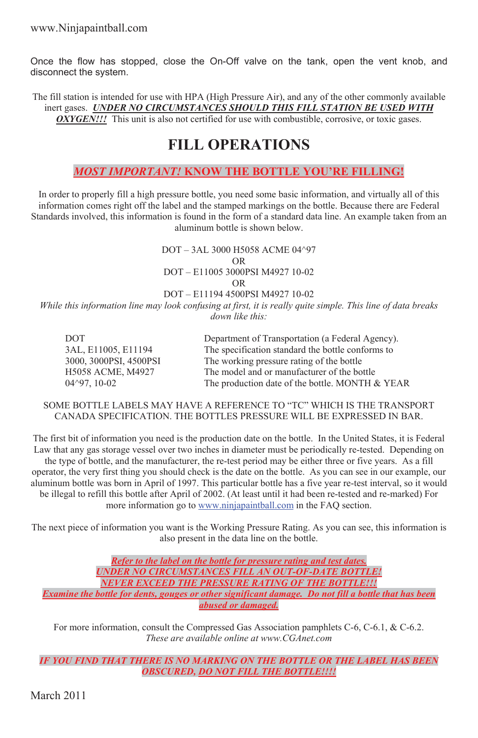Once the flow has stopped, close the On-Off valve on the tank, open the vent knob, and disconnect the system.

The fill station is intended for use with HPA (High Pressure Air), and any of the other commonly available inert gases. ***UNDER NO CIRCUMSTANCES SHOULD THIS FILL STATION BE USED WITH OXYGEN!!!*** This unit is also not certified for use with combustible, corrosive, or toxic gases.

# FILL OPERATIONS

## *MOST IMPORTANT!* KNOW THE BOTTLE YOU'RE FILLING!

In order to properly fill a high pressure bottle, you need some basic information, and virtually all of this information comes right off the label and the stamped markings on the bottle. Because there are Federal Standards involved, this information is found in the form of a standard data line. An example taken from an aluminum bottle is shown below.

DOT – 3AL 3000 H5058 ACME 04^97
OR
DOT – E11005 3000PSI M4927 10-02
OR
DOT – E11194 4500PSI M4927 10-02

*While this information line may look confusing at first, it is really quite simple. This line of data breaks down like this:*

| | |
|---|---|
| DOT | Department of Transportation (a Federal Agency). |
| 3AL, E11005, E11194 | The specification standard the bottle conforms to |
| 3000, 3000PSI, 4500PSI | The working pressure rating of the bottle |
| H5058 ACME, M4927 | The model and or manufacturer of the bottle |
| 04^97, 10-02 | The production date of the bottle. MONTH & YEAR |

SOME BOTTLE LABELS MAY HAVE A REFERENCE TO "TC" WHICH IS THE TRANSPORT CANADA SPECIFICATION. THE BOTTLES PRESSURE WILL BE EXPRESSED IN BAR.

The first bit of information you need is the production date on the bottle. In the United States, it is Federal Law that any gas storage vessel over two inches in diameter must be periodically re-tested. Depending on the type of bottle, and the manufacturer, the re-test period may be either three or five years. As a fill operator, the very first thing you should check is the date on the bottle. As you can see in our example, our aluminum bottle was born in April of 1997. This particular bottle has a five year re-test interval, so it would be illegal to refill this bottle after April of 2002. (At least until it had been re-tested and re-marked) For more information go to www.ninjapaintball.com in the FAQ section.

The next piece of information you want is the Working Pressure Rating. As you can see, this information is also present in the data line on the bottle.

***Refer to the label on the bottle for pressure rating and test dates.***
***UNDER NO CIRCUMSTANCES FILL AN OUT-OF-DATE BOTTLE!***
***NEVER EXCEED THE PRESSURE RATING OF THE BOTTLE!!!***
***Examine the bottle for dents, gouges or other significant damage. Do not fill a bottle that has been abused or damaged.***

For more information, consult the Compressed Gas Association pamphlets C-6, C-6.1, & C-6.2.
*These are available online at www.CGAnet.com*

***IF YOU FIND THAT THERE IS NO MARKING ON THE BOTTLE OR THE LABEL HAS BEEN OBSCURED, DO NOT FILL THE BOTTLE!!!!***

March 2011